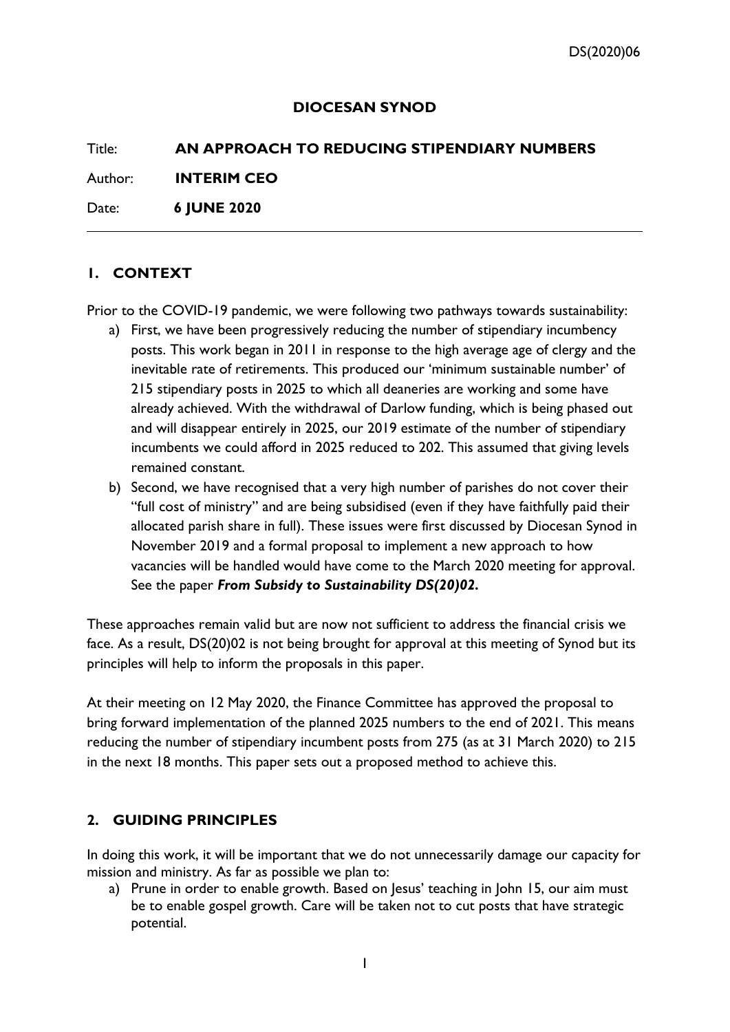DS(2020)06

# DIOCESAN SYNOD

Title: **AN APPROACH TO REDUCING STIPENDIARY NUMBERS**

Author: **INTERIM CEO**

Date: **6 JUNE 2020**

---

## 1. CONTEXT

Prior to the COVID-19 pandemic, we were following two pathways towards sustainability:

a) First, we have been progressively reducing the number of stipendiary incumbency posts. This work began in 2011 in response to the high average age of clergy and the inevitable rate of retirements. This produced our 'minimum sustainable number' of 215 stipendiary posts in 2025 to which all deaneries are working and some have already achieved. With the withdrawal of Darlow funding, which is being phased out and will disappear entirely in 2025, our 2019 estimate of the number of stipendiary incumbents we could afford in 2025 reduced to 202. This assumed that giving levels remained constant.

b) Second, we have recognised that a very high number of parishes do not cover their "full cost of ministry" and are being subsidised (even if they have faithfully paid their allocated parish share in full). These issues were first discussed by Diocesan Synod in November 2019 and a formal proposal to implement a new approach to how vacancies will be handled would have come to the March 2020 meeting for approval. See the paper ***From Subsidy to Sustainability DS(20)02.***

These approaches remain valid but are now not sufficient to address the financial crisis we face. As a result, DS(20)02 is not being brought for approval at this meeting of Synod but its principles will help to inform the proposals in this paper.

At their meeting on 12 May 2020, the Finance Committee has approved the proposal to bring forward implementation of the planned 2025 numbers to the end of 2021. This means reducing the number of stipendiary incumbent posts from 275 (as at 31 March 2020) to 215 in the next 18 months. This paper sets out a proposed method to achieve this.

## 2. GUIDING PRINCIPLES

In doing this work, it will be important that we do not unnecessarily damage our capacity for mission and ministry. As far as possible we plan to:

a) Prune in order to enable growth. Based on Jesus' teaching in John 15, our aim must be to enable gospel growth. Care will be taken not to cut posts that have strategic potential.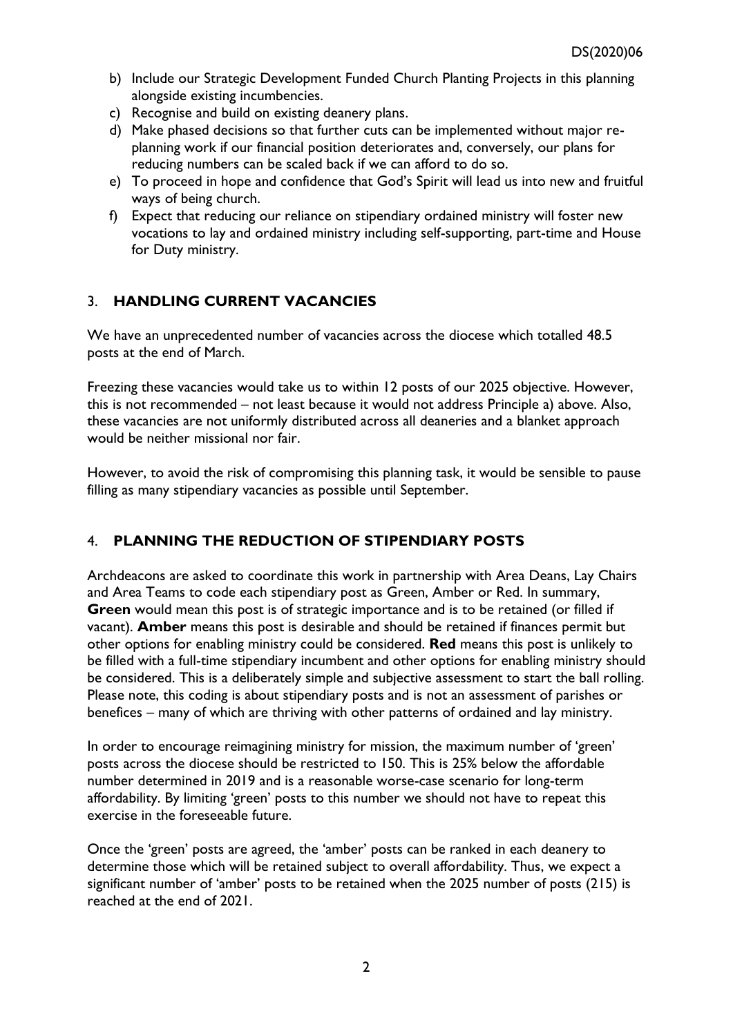b) Include our Strategic Development Funded Church Planting Projects in this planning alongside existing incumbencies.
c) Recognise and build on existing deanery plans.
d) Make phased decisions so that further cuts can be implemented without major re-planning work if our financial position deteriorates and, conversely, our plans for reducing numbers can be scaled back if we can afford to do so.
e) To proceed in hope and confidence that God's Spirit will lead us into new and fruitful ways of being church.
f) Expect that reducing our reliance on stipendiary ordained ministry will foster new vocations to lay and ordained ministry including self-supporting, part-time and House for Duty ministry.

## 3. HANDLING CURRENT VACANCIES

We have an unprecedented number of vacancies across the diocese which totalled 48.5 posts at the end of March.

Freezing these vacancies would take us to within 12 posts of our 2025 objective. However, this is not recommended – not least because it would not address Principle a) above. Also, these vacancies are not uniformly distributed across all deaneries and a blanket approach would be neither missional nor fair.

However, to avoid the risk of compromising this planning task, it would be sensible to pause filling as many stipendiary vacancies as possible until September.

## 4. PLANNING THE REDUCTION OF STIPENDIARY POSTS

Archdeacons are asked to coordinate this work in partnership with Area Deans, Lay Chairs and Area Teams to code each stipendiary post as Green, Amber or Red. In summary, **Green** would mean this post is of strategic importance and is to be retained (or filled if vacant). **Amber** means this post is desirable and should be retained if finances permit but other options for enabling ministry could be considered. **Red** means this post is unlikely to be filled with a full-time stipendiary incumbent and other options for enabling ministry should be considered. This is a deliberately simple and subjective assessment to start the ball rolling. Please note, this coding is about stipendiary posts and is not an assessment of parishes or benefices – many of which are thriving with other patterns of ordained and lay ministry.

In order to encourage reimagining ministry for mission, the maximum number of 'green' posts across the diocese should be restricted to 150. This is 25% below the affordable number determined in 2019 and is a reasonable worse-case scenario for long-term affordability. By limiting 'green' posts to this number we should not have to repeat this exercise in the foreseeable future.

Once the 'green' posts are agreed, the 'amber' posts can be ranked in each deanery to determine those which will be retained subject to overall affordability. Thus, we expect a significant number of 'amber' posts to be retained when the 2025 number of posts (215) is reached at the end of 2021.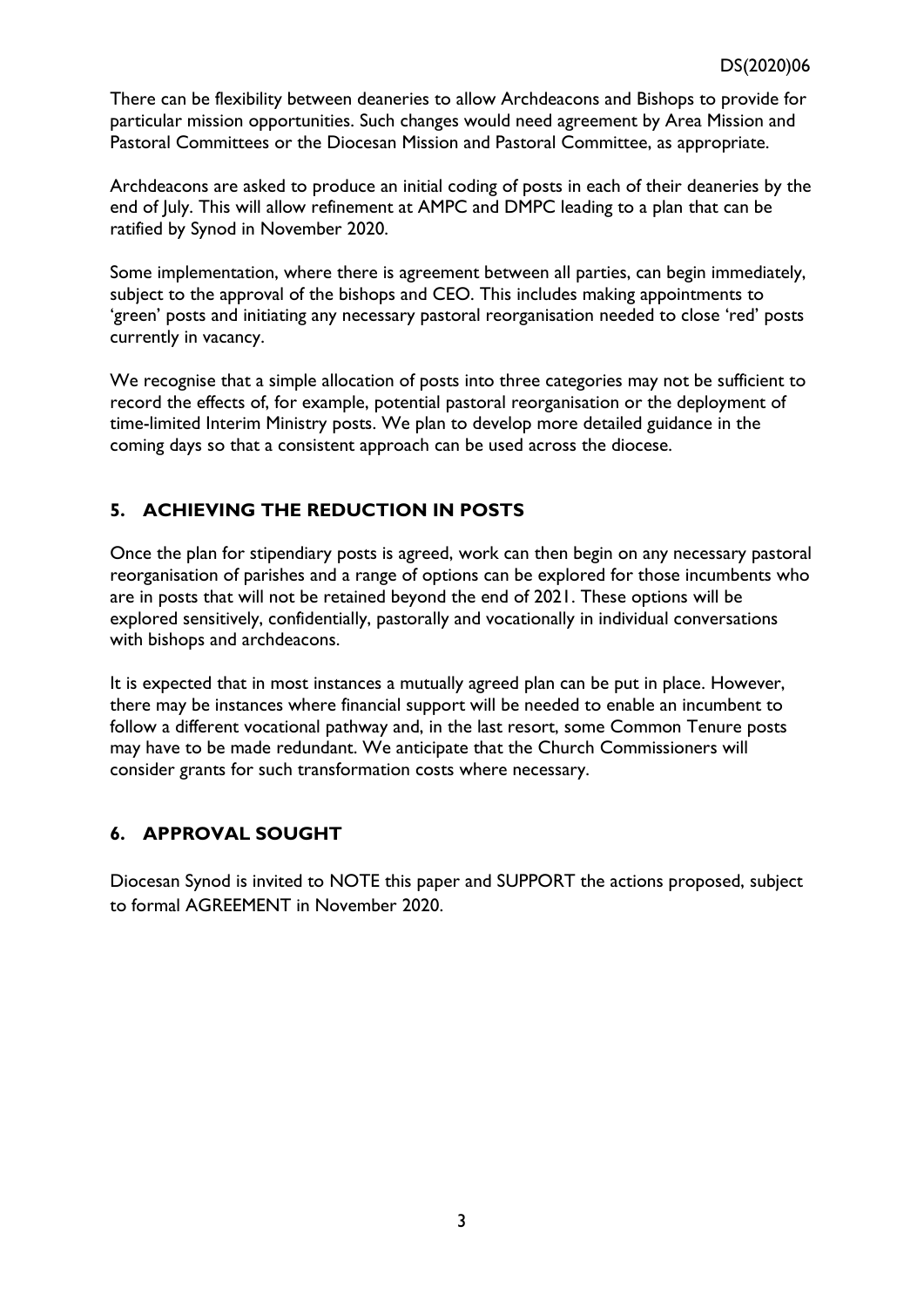There can be flexibility between deaneries to allow Archdeacons and Bishops to provide for particular mission opportunities. Such changes would need agreement by Area Mission and Pastoral Committees or the Diocesan Mission and Pastoral Committee, as appropriate.

Archdeacons are asked to produce an initial coding of posts in each of their deaneries by the end of July. This will allow refinement at AMPC and DMPC leading to a plan that can be ratified by Synod in November 2020.

Some implementation, where there is agreement between all parties, can begin immediately, subject to the approval of the bishops and CEO. This includes making appointments to 'green' posts and initiating any necessary pastoral reorganisation needed to close 'red' posts currently in vacancy.

We recognise that a simple allocation of posts into three categories may not be sufficient to record the effects of, for example, potential pastoral reorganisation or the deployment of time-limited Interim Ministry posts. We plan to develop more detailed guidance in the coming days so that a consistent approach can be used across the diocese.

## 5. ACHIEVING THE REDUCTION IN POSTS

Once the plan for stipendiary posts is agreed, work can then begin on any necessary pastoral reorganisation of parishes and a range of options can be explored for those incumbents who are in posts that will not be retained beyond the end of 2021. These options will be explored sensitively, confidentially, pastorally and vocationally in individual conversations with bishops and archdeacons.

It is expected that in most instances a mutually agreed plan can be put in place. However, there may be instances where financial support will be needed to enable an incumbent to follow a different vocational pathway and, in the last resort, some Common Tenure posts may have to be made redundant. We anticipate that the Church Commissioners will consider grants for such transformation costs where necessary.

## 6. APPROVAL SOUGHT

Diocesan Synod is invited to NOTE this paper and SUPPORT the actions proposed, subject to formal AGREEMENT in November 2020.